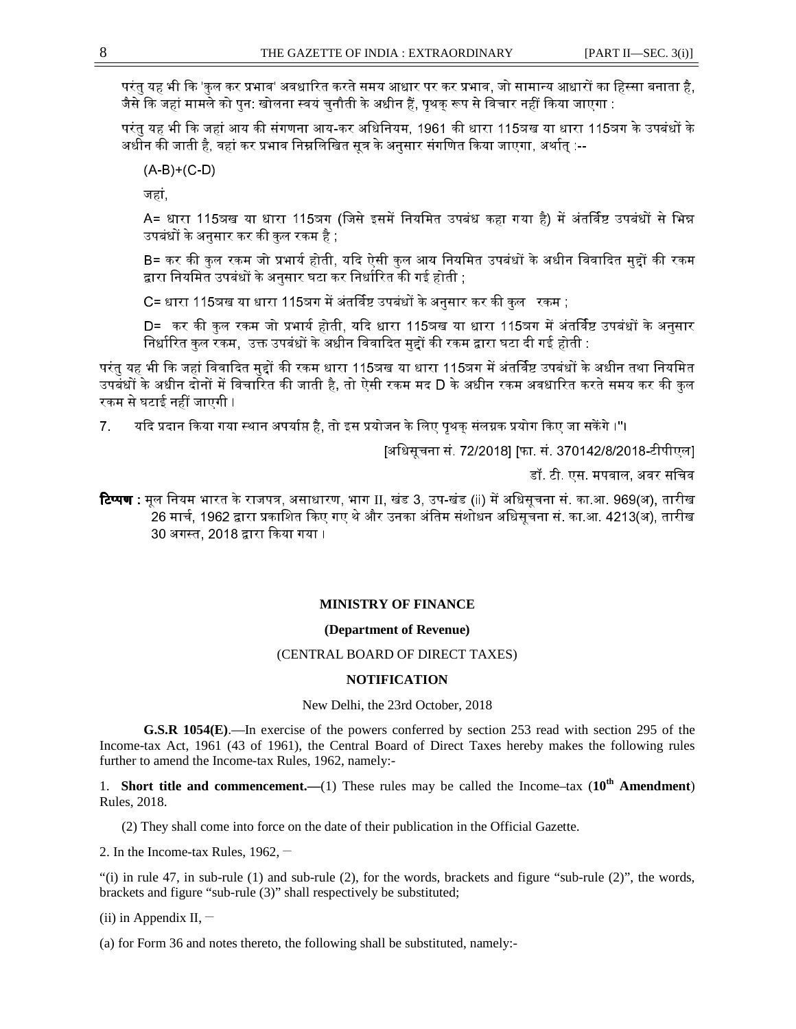परंतु यह भी कि 'कुल कर प्रभाव' अवधारित करते समय आधार पर कर प्रभाव, जो सामान्य आधारों का हिस्सा बनाता है, जैसे कि जहां मामले को पुन: खोलना स्वयं चुनौती के अधीन हैं, पृथक् रूप से विचार नहीं किया जाएगा :

परंतु यह भी कि जहां आय की संगणना आय-कर अधिनियम, 1961 की धारा 115जख या धारा 115जग के उपबंधों के अधीन की जाती है, वहां कर प्रभाव निम्नलिखित सूत्र के अनुसार संगणित किया जाएगा, अर्थात् :--

(A-B)+(C-D)

जहां,

A= धारा 115जख या धारा 115जग (जिसे इसमें नियमित उपबंध कहा गया है) में अंतर्विष्ट उपबंधों से भिन्न उपबंधों के अनुसार कर की कुल रकम है ;

B= कर की कुल रकम जो प्रभार्य होती, यदि ऐसी कुल आय नियमित उपबंधों के अधीन विवादित मुद्दों की रकम द्वारा नियमित उपबंधों के अनुसार घटा कर निर्धारित की गई होती ;

C= धारा 115जख या धारा 115जग में अंतर्विष्ट उपबंधों के अनुसार कर की कुल रकम ;

D= कर की कुल रकम जो प्रभार्य होती, यदि धारा 115जख या धारा 115जग में अंतर्विष्ट उपबंधों के अनुसार निर्धारित कुल रकम, उक्त उपबंधों के अधीन विवादित मुद्दों की रकम द्वारा घटा दी गई होती :

परंतु यह भी कि जहां विवादित मुद्दों की रकम धारा 115जख या धारा 115जग में अंतर्विष्ट उपबंधों के अधीन तथा नियमित उपबंधों के अधीन दोनों में विचारित की जाती है, तो ऐसी रकम मद D के अधीन रकम अवधारित करते समय कर की कुल रकम से घटाई नहीं जाएगी ।

7. यदि प्रदान किया गया स्थान अपर्याप्त है, तो इस प्रयोजन के लिए पृथक् संलग्नक प्रयोग किए जा सकेंगे ।"।

[अधिसूचना सं. 72/2018] [फा. सं. 370142/8/2018-टीपीएल]

डॉ. टी. एस. मपवाल, अवर सचिव

**टिप्पण :** मूल नियम भारत के राजपत्र, असाधारण, भाग II, खंड 3, उप-खंड (ii) में अधिसूचना सं. का.आ. 969(अ), तारीख 26 मार्च, 1962 द्वारा प्रकाशित किए गए थे और उनका अंतिम संशोधन अधिसूचना सं. का.आ. 4213(अ), तारीख 30 अगस्त, 2018 द्वारा किया गया ।

**MINISTRY OF FINANCE**

**(Department of Revenue)**

(CENTRAL BOARD OF DIRECT TAXES)

**NOTIFICATION**

New Delhi, the 23rd October, 2018

**G.S.R 1054(E)**.—In exercise of the powers conferred by section 253 read with section 295 of the Income-tax Act, 1961 (43 of 1961), the Central Board of Direct Taxes hereby makes the following rules further to amend the Income-tax Rules, 1962, namely:-

1. **Short title and commencement.—**(1) These rules may be called the Income–tax (**10th Amendment**) Rules, 2018.

(2) They shall come into force on the date of their publication in the Official Gazette.

2. In the Income-tax Rules, 1962, –

"(i) in rule 47, in sub-rule (1) and sub-rule (2), for the words, brackets and figure "sub-rule (2)", the words, brackets and figure "sub-rule (3)" shall respectively be substituted;

(ii) in Appendix II, –

(a) for Form 36 and notes thereto, the following shall be substituted, namely:-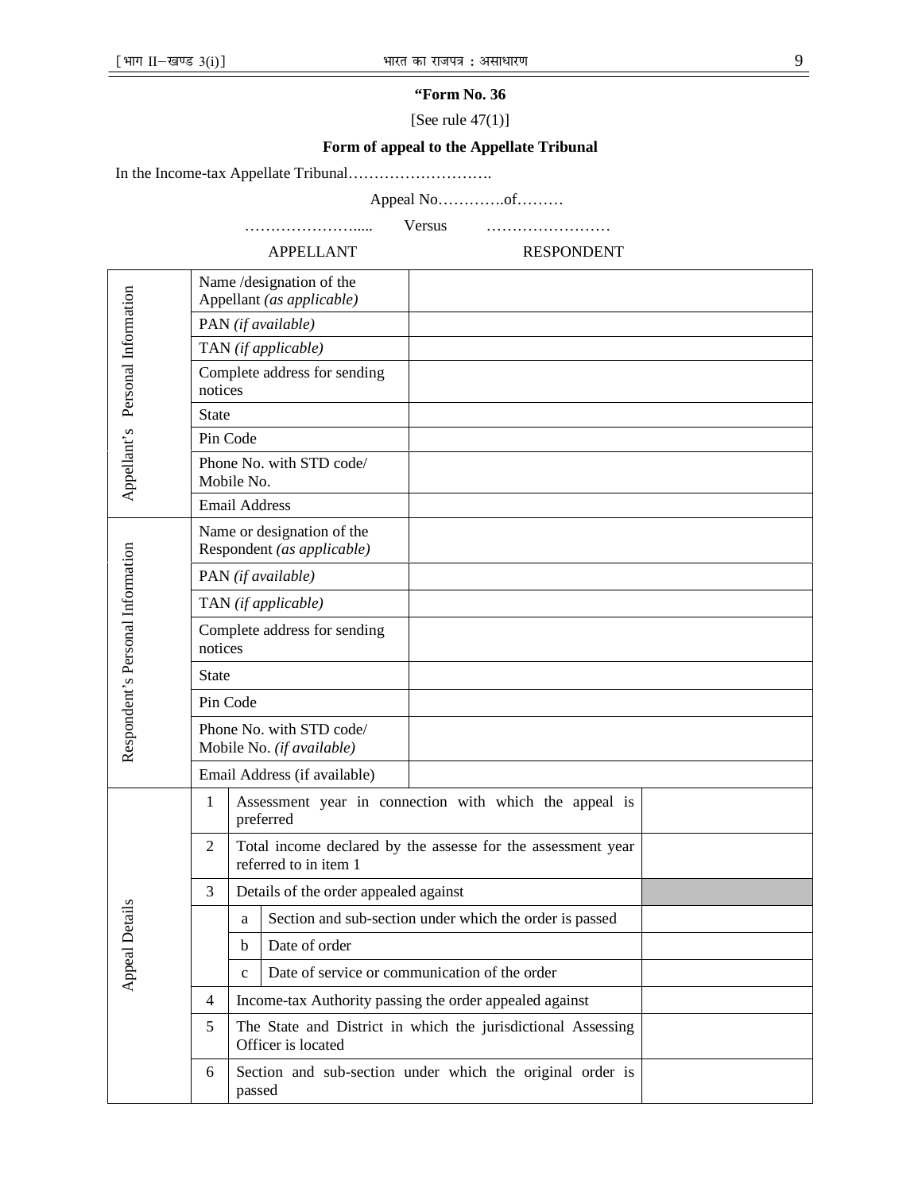**"Form No. 36**

[See rule 47(1)]

**Form of appeal to the Appellate Tribunal**

In the Income-tax Appellate Tribunal……………………….

Appeal No………….of………

…………………..... Versus ……………………

APPELLANT RESPONDENT

| | | | | |
|---|---|---|---|---|
| Appellant's Personal Information | Name /designation of the Appellant *(as applicable)* | | | |
| | PAN *(if available)* | | | |
| | TAN *(if applicable)* | | | |
| | Complete address for sending notices | | | |
| | State | | | |
| | Pin Code | | | |
| | Phone No. with STD code/ Mobile No. | | | |
| | Email Address | | | |
| Respondent's Personal Information | Name or designation of the Respondent *(as applicable)* | | | |
| | PAN *(if available)* | | | |
| | TAN *(if applicable)* | | | |
| | Complete address for sending notices | | | |
| | State | | | |
| | Pin Code | | | |
| | Phone No. with STD code/ Mobile No. *(if available)* | | | |
| | Email Address (if available) | | | |
| Appeal Details | 1 | | Assessment year in connection with which the appeal is preferred | |
| | 2 | | Total income declared by the assesse for the assessment year referred to in item 1 | |
| | 3 | | Details of the order appealed against | |
| | | a | Section and sub-section under which the order is passed | |
| | | b | Date of order | |
| | | c | Date of service or communication of the order | |
| | 4 | | Income-tax Authority passing the order appealed against | |
| | 5 | | The State and District in which the jurisdictional Assessing Officer is located | |
| | 6 | | Section and sub-section under which the original order is passed | |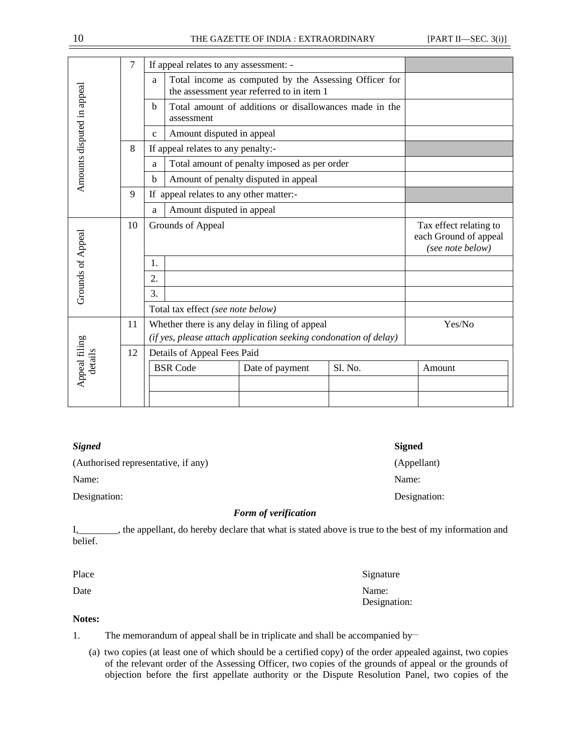| | | | | |
|---|---|---|---|---|
| Amounts disputed in appeal | 7 | If appeal relates to any assessment: - | | |
| | | a | Total income as computed by the Assessing Officer for the assessment year referred to in item 1 | |
| | | b | Total amount of additions or disallowances made in the assessment | |
| | | c | Amount disputed in appeal | |
| | 8 | If appeal relates to any penalty:- | | |
| | | a | Total amount of penalty imposed as per order | |
| | | b | Amount of penalty disputed in appeal | |
| | 9 | If appeal relates to any other matter:- | | |
| | | a | Amount disputed in appeal | |
| Grounds of Appeal | 10 | Grounds of Appeal | | Tax effect relating to each Ground of appeal *(see note below)* |
| | | 1. | | |
| | | 2. | | |
| | | 3. | | |
| | | Total tax effect *(see note below)* | | |
| Appeal filing details | 11 | Whether there is any delay in filing of appeal *(if yes, please attach application seeking condonation of delay)* | | Yes/No |
| | 12 | Details of Appeal Fees Paid | | |

| BSR Code | Date of payment | Sl. No. | Amount |
|---|---|---|---|
| | | | |
| | | | |

***Signed***

(Authorised representative, if any)

Name:

Designation:

**Signed**

(Appellant)

Name:

Designation:

***Form of verification***

I,________, the appellant, do hereby declare that what is stated above is true to the best of my information and belief.

Place

Date

Signature

Name:

Designation:

**Notes:**

1. The memorandum of appeal shall be in triplicate and shall be accompanied by–

   (a) two copies (at least one of which should be a certified copy) of the order appealed against, two copies of the relevant order of the Assessing Officer, two copies of the grounds of appeal or the grounds of objection before the first appellate authority or the Dispute Resolution Panel, two copies of the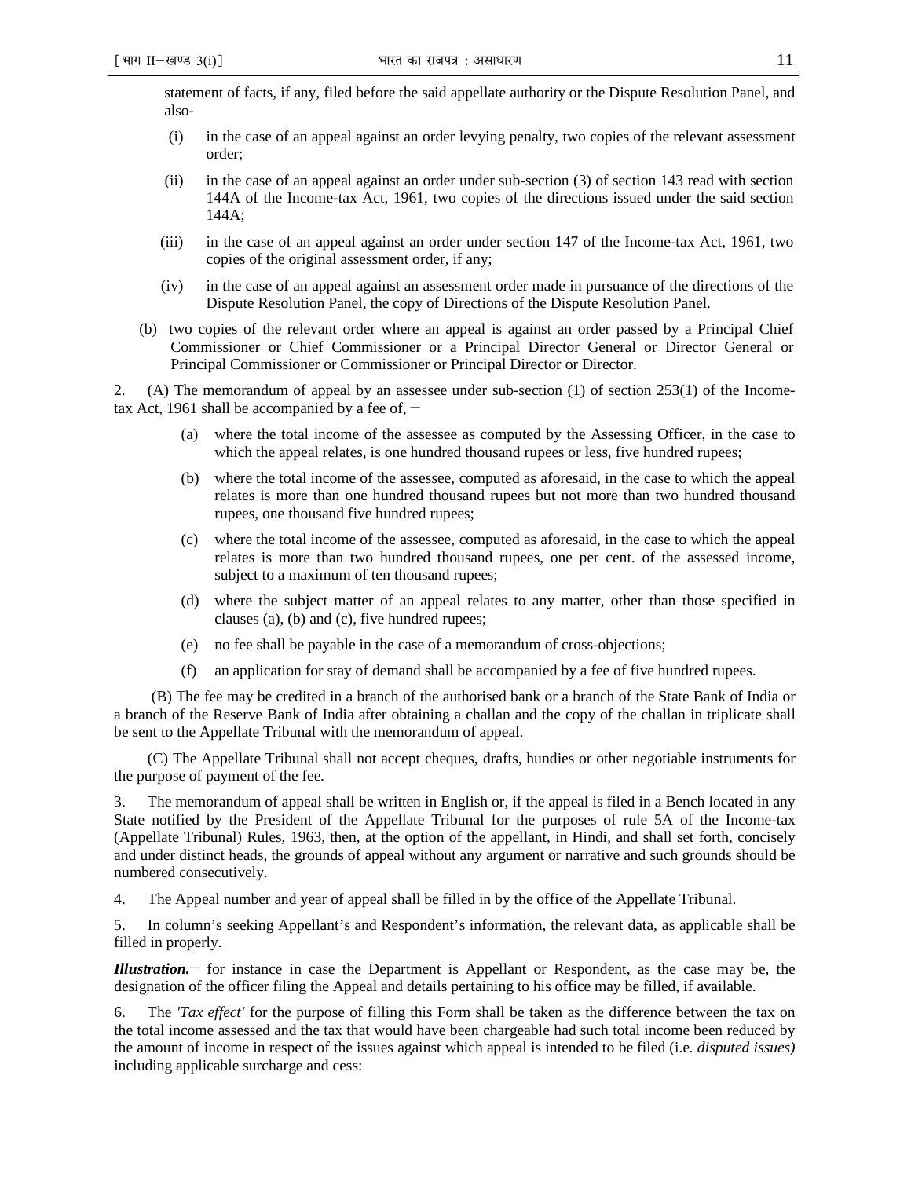statement of facts, if any, filed before the said appellate authority or the Dispute Resolution Panel, and also-

(i) in the case of an appeal against an order levying penalty, two copies of the relevant assessment order;

(ii) in the case of an appeal against an order under sub-section (3) of section 143 read with section 144A of the Income-tax Act, 1961, two copies of the directions issued under the said section 144A;

(iii) in the case of an appeal against an order under section 147 of the Income-tax Act, 1961, two copies of the original assessment order, if any;

(iv) in the case of an appeal against an assessment order made in pursuance of the directions of the Dispute Resolution Panel, the copy of Directions of the Dispute Resolution Panel.

(b) two copies of the relevant order where an appeal is against an order passed by a Principal Chief Commissioner or Chief Commissioner or a Principal Director General or Director General or Principal Commissioner or Commissioner or Principal Director or Director.

2. (A) The memorandum of appeal by an assessee under sub-section (1) of section 253(1) of the Income-tax Act, 1961 shall be accompanied by a fee of, –

(a) where the total income of the assessee as computed by the Assessing Officer, in the case to which the appeal relates, is one hundred thousand rupees or less, five hundred rupees;

(b) where the total income of the assessee, computed as aforesaid, in the case to which the appeal relates is more than one hundred thousand rupees but not more than two hundred thousand rupees, one thousand five hundred rupees;

(c) where the total income of the assessee, computed as aforesaid, in the case to which the appeal relates is more than two hundred thousand rupees, one per cent. of the assessed income, subject to a maximum of ten thousand rupees;

(d) where the subject matter of an appeal relates to any matter, other than those specified in clauses (a), (b) and (c), five hundred rupees;

(e) no fee shall be payable in the case of a memorandum of cross-objections;

(f) an application for stay of demand shall be accompanied by a fee of five hundred rupees.

(B) The fee may be credited in a branch of the authorised bank or a branch of the State Bank of India or a branch of the Reserve Bank of India after obtaining a challan and the copy of the challan in triplicate shall be sent to the Appellate Tribunal with the memorandum of appeal.

(C) The Appellate Tribunal shall not accept cheques, drafts, hundies or other negotiable instruments for the purpose of payment of the fee.

3. The memorandum of appeal shall be written in English or, if the appeal is filed in a Bench located in any State notified by the President of the Appellate Tribunal for the purposes of rule 5A of the Income-tax (Appellate Tribunal) Rules, 1963, then, at the option of the appellant, in Hindi, and shall set forth, concisely and under distinct heads, the grounds of appeal without any argument or narrative and such grounds should be numbered consecutively.

4. The Appeal number and year of appeal shall be filled in by the office of the Appellate Tribunal.

5. In column's seeking Appellant's and Respondent's information, the relevant data, as applicable shall be filled in properly.

***Illustration.***– for instance in case the Department is Appellant or Respondent, as the case may be, the designation of the officer filing the Appeal and details pertaining to his office may be filled, if available.

6. The *'Tax effect'* for the purpose of filling this Form shall be taken as the difference between the tax on the total income assessed and the tax that would have been chargeable had such total income been reduced by the amount of income in respect of the issues against which appeal is intended to be filed (i.e. *disputed issues)* including applicable surcharge and cess: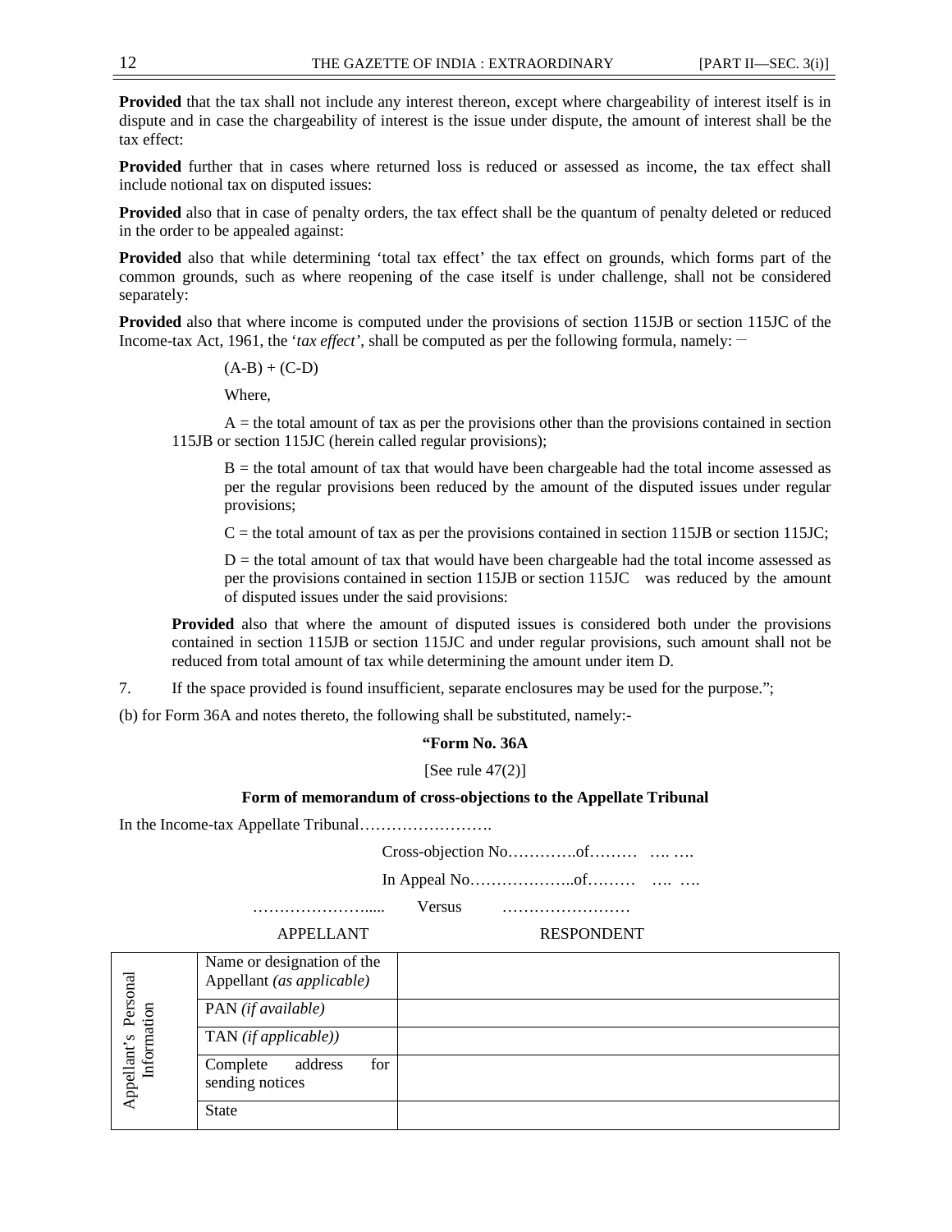**Provided** that the tax shall not include any interest thereon, except where chargeability of interest itself is in dispute and in case the chargeability of interest is the issue under dispute, the amount of interest shall be the tax effect:

**Provided** further that in cases where returned loss is reduced or assessed as income, the tax effect shall include notional tax on disputed issues:

**Provided** also that in case of penalty orders, the tax effect shall be the quantum of penalty deleted or reduced in the order to be appealed against:

**Provided** also that while determining 'total tax effect' the tax effect on grounds, which forms part of the common grounds, such as where reopening of the case itself is under challenge, shall not be considered separately:

**Provided** also that where income is computed under the provisions of section 115JB or section 115JC of the Income-tax Act, 1961, the '*tax effect*', shall be computed as per the following formula, namely: —

$(A-B) + (C-D)$

Where,

A = the total amount of tax as per the provisions other than the provisions contained in section 115JB or section 115JC (herein called regular provisions);

B = the total amount of tax that would have been chargeable had the total income assessed as per the regular provisions been reduced by the amount of the disputed issues under regular provisions;

C = the total amount of tax as per the provisions contained in section 115JB or section 115JC;

D = the total amount of tax that would have been chargeable had the total income assessed as per the provisions contained in section 115JB or section 115JC was reduced by the amount of disputed issues under the said provisions:

**Provided** also that where the amount of disputed issues is considered both under the provisions contained in section 115JB or section 115JC and under regular provisions, such amount shall not be reduced from total amount of tax while determining the amount under item D.

7. If the space provided is found insufficient, separate enclosures may be used for the purpose.";

(b) for Form 36A and notes thereto, the following shall be substituted, namely:-

**"Form No. 36A**

[See rule 47(2)]

**Form of memorandum of cross-objections to the Appellate Tribunal**

In the Income-tax Appellate Tribunal…………………….

Cross-objection No………….of……… …. ….

In Appeal No………………..of……… …. ….

………………….... Versus ……………………

APPELLANT RESPONDENT

| | | |
|---|---|---|
| Appellant's Personal Information | Name or designation of the Appellant *(as applicable)* | |
| | PAN *(if available)* | |
| | TAN *(if applicable))* | |
| | Complete address for sending notices | |
| | State | |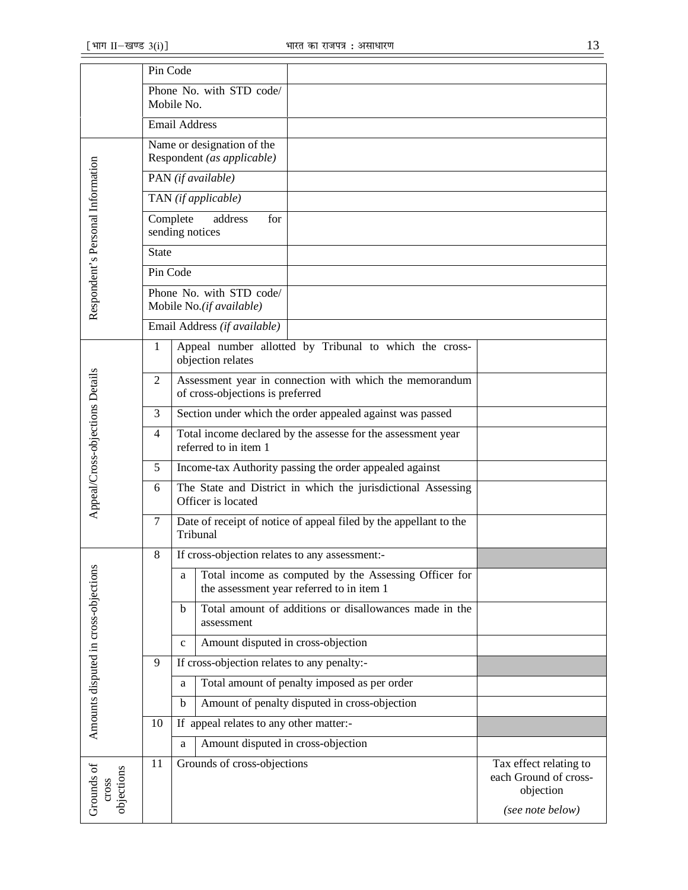| | | | |
|---|---|---|---|
| | Pin Code | | |
| | Phone No. with STD code/ Mobile No. | | |
| | Email Address | | |
| Respondent's Personal Information | Name or designation of the Respondent *(as applicable)* | | |
| | PAN *(if available)* | | |
| | TAN *(if applicable)* | | |
| | Complete address for sending notices | | |
| | State | | |
| | Pin Code | | |
| | Phone No. with STD code/ Mobile No.*(if available)* | | |
| | Email Address *(if available)* | | |

| | | | | |
|---|---|---|---|---|
| Appeal/Cross-objections Details | 1 | | Appeal number allotted by Tribunal to which the cross-objection relates | |
| | 2 | | Assessment year in connection with which the memorandum of cross-objections is preferred | |
| | 3 | | Section under which the order appealed against was passed | |
| | 4 | | Total income declared by the assesse for the assessment year referred to in item 1 | |
| | 5 | | Income-tax Authority passing the order appealed against | |
| | 6 | | The State and District in which the jurisdictional Assessing Officer is located | |
| | 7 | | Date of receipt of notice of appeal filed by the appellant to the Tribunal | |
| Amounts disputed in cross-objections | 8 | | If cross-objection relates to any assessment:- | |
| | | a | Total income as computed by the Assessing Officer for the assessment year referred to in item 1 | |
| | | b | Total amount of additions or disallowances made in the assessment | |
| | | c | Amount disputed in cross-objection | |
| | 9 | | If cross-objection relates to any penalty:- | |
| | | a | Total amount of penalty imposed as per order | |
| | | b | Amount of penalty disputed in cross-objection | |
| | 10 | | If appeal relates to any other matter:- | |
| | | a | Amount disputed in cross-objection | |
| Grounds of cross objections | 11 | | Grounds of cross-objections | Tax effect relating to each Ground of cross-objection<br><br>*(see note below)* |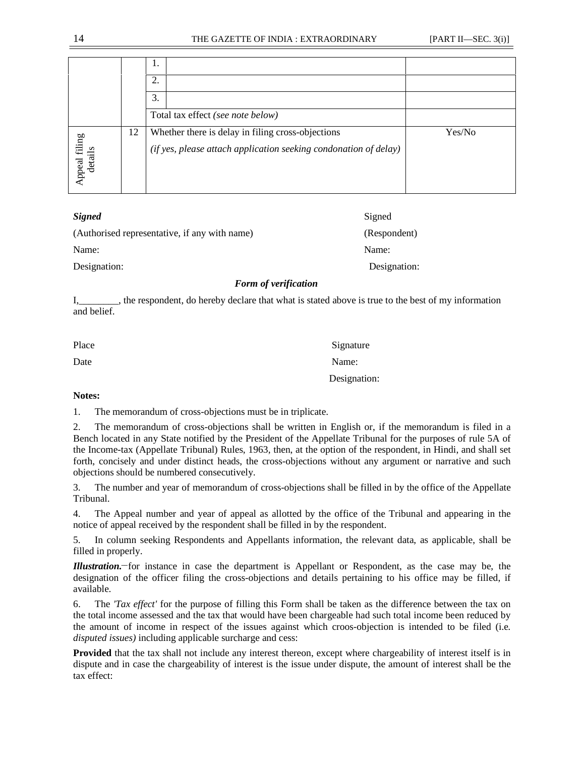| | | | | |
|---|---|---|---|---|
| | | 1. | | |
| | | 2. | | |
| | | 3. | | |
| | | Total tax effect *(see note below)* | | |
| Appeal filing details | 12 | Whether there is delay in filing cross-objections<br>*(if yes, please attach application seeking condonation of delay)* | | Yes/No |

***Signed*** Signed

(Authorised representative, if any with name) (Respondent)

Name: Name:

Designation: Designation:

***Form of verification***

I,________, the respondent, do hereby declare that what is stated above is true to the best of my information and belief.

Place Signature

Date Name:

Designation:

**Notes:**

1. The memorandum of cross-objections must be in triplicate.

2. The memorandum of cross-objections shall be written in English or, if the memorandum is filed in a Bench located in any State notified by the President of the Appellate Tribunal for the purposes of rule 5A of the Income-tax (Appellate Tribunal) Rules, 1963, then, at the option of the respondent, in Hindi, and shall set forth, concisely and under distinct heads, the cross-objections without any argument or narrative and such objections should be numbered consecutively.

3. The number and year of memorandum of cross-objections shall be filled in by the office of the Appellate Tribunal.

4. The Appeal number and year of appeal as allotted by the office of the Tribunal and appearing in the notice of appeal received by the respondent shall be filled in by the respondent.

5. In column seeking Respondents and Appellants information, the relevant data, as applicable, shall be filled in properly.

***Illustration.***—for instance in case the department is Appellant or Respondent, as the case may be, the designation of the officer filing the cross-objections and details pertaining to his office may be filled, if available.

6. The *'Tax effect'* for the purpose of filling this Form shall be taken as the difference between the tax on the total income assessed and the tax that would have been chargeable had such total income been reduced by the amount of income in respect of the issues against which croos-objection is intended to be filed (i.e. *disputed issues)* including applicable surcharge and cess:

**Provided** that the tax shall not include any interest thereon, except where chargeability of interest itself is in dispute and in case the chargeability of interest is the issue under dispute, the amount of interest shall be the tax effect: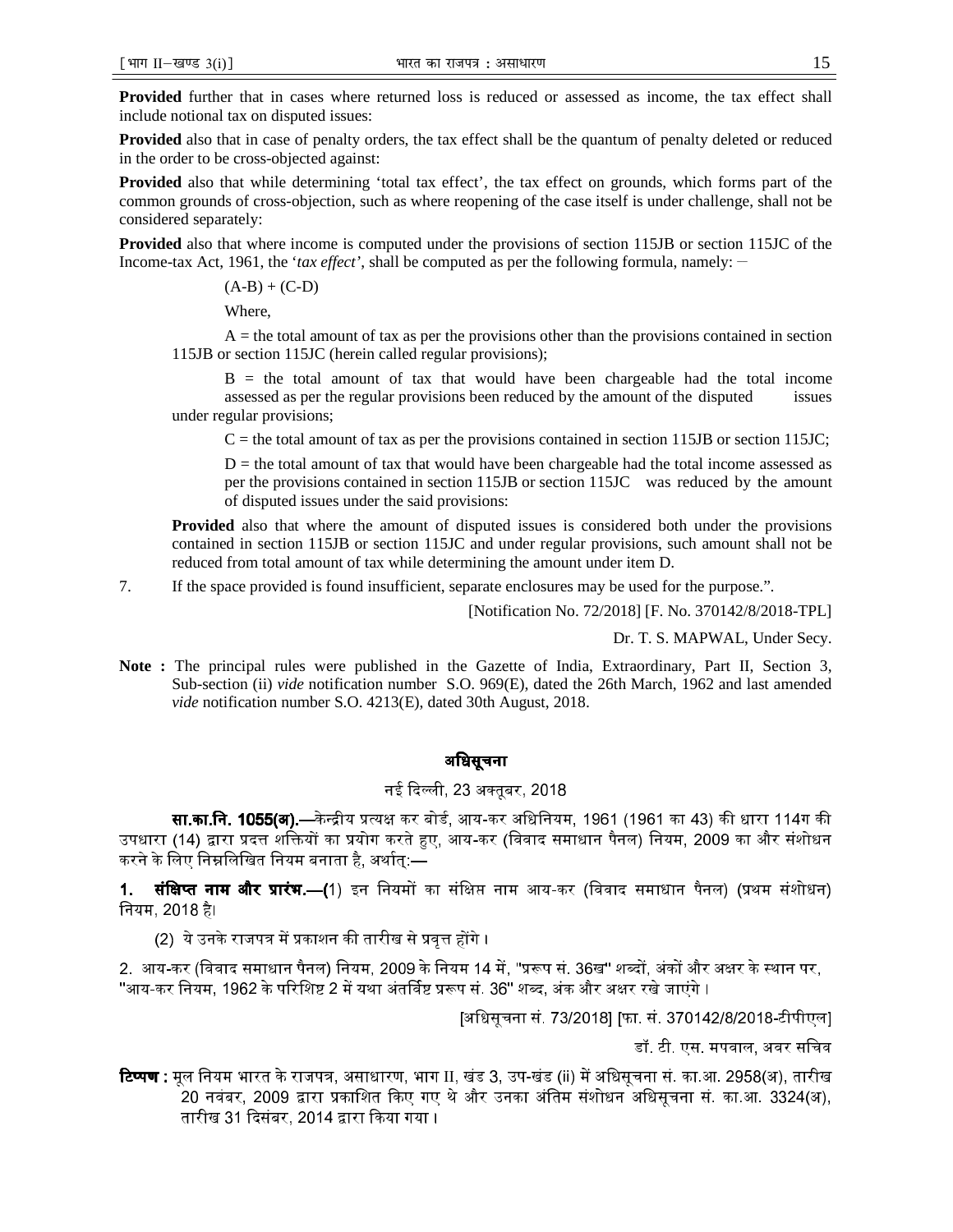**Provided** further that in cases where returned loss is reduced or assessed as income, the tax effect shall include notional tax on disputed issues:

**Provided** also that in case of penalty orders, the tax effect shall be the quantum of penalty deleted or reduced in the order to be cross-objected against:

**Provided** also that while determining 'total tax effect', the tax effect on grounds, which forms part of the common grounds of cross-objection, such as where reopening of the case itself is under challenge, shall not be considered separately:

**Provided** also that where income is computed under the provisions of section 115JB or section 115JC of the Income-tax Act, 1961, the '*tax effect*', shall be computed as per the following formula, namely: –

$(A-B) + (C-D)$

Where,

A = the total amount of tax as per the provisions other than the provisions contained in section 115JB or section 115JC (herein called regular provisions);

B = the total amount of tax that would have been chargeable had the total income assessed as per the regular provisions been reduced by the amount of the disputed issues under regular provisions;

C = the total amount of tax as per the provisions contained in section 115JB or section 115JC;

D = the total amount of tax that would have been chargeable had the total income assessed as per the provisions contained in section 115JB or section 115JC was reduced by the amount of disputed issues under the said provisions:

**Provided** also that where the amount of disputed issues is considered both under the provisions contained in section 115JB or section 115JC and under regular provisions, such amount shall not be reduced from total amount of tax while determining the amount under item D.

7. If the space provided is found insufficient, separate enclosures may be used for the purpose.".

[Notification No. 72/2018] [F. No. 370142/8/2018-TPL]

Dr. T. S. MAPWAL, Under Secy.

**Note :** The principal rules were published in the Gazette of India, Extraordinary, Part II, Section 3, Sub-section (ii) *vide* notification number S.O. 969(E), dated the 26th March, 1962 and last amended *vide* notification number S.O. 4213(E), dated 30th August, 2018.

## अधिसूचना

नई दिल्ली, 23 अक्तूबर, 2018

**सा.का.नि. 1055(अ).**—केन्द्रीय प्रत्यक्ष कर बोर्ड, आय-कर अधिनियम, 1961 (1961 का 43) की धारा 114ग की उपधारा (14) द्वारा प्रदत्त शक्तियों का प्रयोग करते हुए, आय-कर (विवाद समाधान पैनल) नियम, 2009 का और संशोधन करने के लिए निम्नलिखित नियम बनाता है, अर्थात्:—

**1. संक्षिप्त नाम और प्रारंभ.—**(1) इन नियमों का संक्षिप्त नाम आय-कर (विवाद समाधान पैनल) (प्रथम संशोधन) नियम, 2018 है।

(2) ये उनके राजपत्र में प्रकाशन की तारीख से प्रवृत्त होंगे ।

2. आय-कर (विवाद समाधान पैनल) नियम, 2009 के नियम 14 में, "प्ररूप सं. 36ख" शब्दों, अंकों और अक्षर के स्थान पर, "आय-कर नियम, 1962 के परिशिष्ट 2 में यथा अंतर्विष्ट प्ररूप सं. 36" शब्द, अंक और अक्षर रखे जाएंगे ।

[अधिसूचना सं. 73/2018] [फा. सं. 370142/8/2018-टीपीएल]

डॉ. टी. एस. मपवाल, अवर सचिव

**टिप्पण :** मूल नियम भारत के राजपत्र, असाधारण, भाग II, खंड 3, उप-खंड (ii) में अधिसूचना सं. का.आ. 2958(अ), तारीख 20 नवंबर, 2009 द्वारा प्रकाशित किए गए थे और उनका अंतिम संशोधन अधिसूचना सं. का.आ. 3324(अ), तारीख 31 दिसंबर, 2014 द्वारा किया गया ।